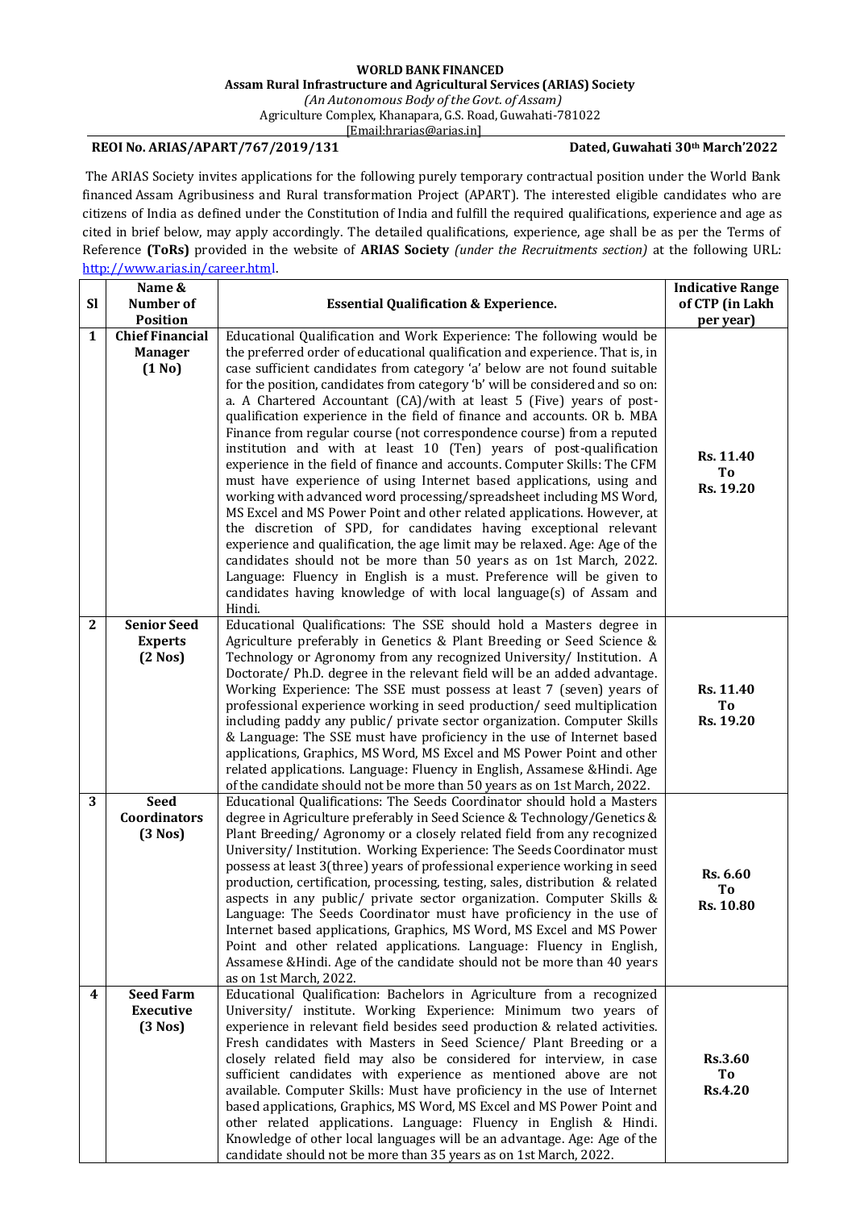**WORLD BANK FINANCED**

**Assam Rural Infrastructure and Agricultural Services (ARIAS) Society**

*(An Autonomous Body of the Govt. of Assam)*

Agriculture Complex, Khanapara, G.S. Road, Guwahati-781022

[Email:hrarias@arias.in]

**REOI No. ARIAS/APART/767/2019/131** **Dated, Guwahati 30th March'2022**

The ARIAS Society invites applications for the following purely temporary contractual position under the World Bank financed Assam Agribusiness and Rural transformation Project (APART). The interested eligible candidates who are citizens of India as defined under the Constitution of India and fulfill the required qualifications, experience and age as cited in brief below, may apply accordingly. The detailed qualifications, experience, age shall be as per the Terms of Reference **(ToRs)** provided in the website of **ARIAS Society** *(under the Recruitments section)* at the following URL: http://www.arias.in/career.html.

| Sl | Name & Number of Position | Essential Qualification & Experience. | Indicative Range of CTP (in Lakh per year) |
|---|---|---|---|
| 1 | **Chief Financial Manager (1 No)** | Educational Qualification and Work Experience: The following would be the preferred order of educational qualification and experience. That is, in case sufficient candidates from category 'a' below are not found suitable for the position, candidates from category 'b' will be considered and so on: a. A Chartered Accountant (CA)/with at least 5 (Five) years of post-qualification experience in the field of finance and accounts. OR b. MBA Finance from regular course (not correspondence course) from a reputed institution and with at least 10 (Ten) years of post-qualification experience in the field of finance and accounts. Computer Skills: The CFM must have experience of using Internet based applications, using and working with advanced word processing/spreadsheet including MS Word, MS Excel and MS Power Point and other related applications. However, at the discretion of SPD, for candidates having exceptional relevant experience and qualification, the age limit may be relaxed. Age: Age of the candidates should not be more than 50 years as on 1st March, 2022. Language: Fluency in English is a must. Preference will be given to candidates having knowledge of with local language(s) of Assam and Hindi. | **Rs. 11.40 To Rs. 19.20** |
| 2 | **Senior Seed Experts (2 Nos)** | Educational Qualifications: The SSE should hold a Masters degree in Agriculture preferably in Genetics & Plant Breeding or Seed Science & Technology or Agronomy from any recognized University/ Institution. A Doctorate/ Ph.D. degree in the relevant field will be an added advantage. Working Experience: The SSE must possess at least 7 (seven) years of professional experience working in seed production/ seed multiplication including paddy any public/ private sector organization. Computer Skills & Language: The SSE must have proficiency in the use of Internet based applications, Graphics, MS Word, MS Excel and MS Power Point and other related applications. Language: Fluency in English, Assamese &Hindi. Age of the candidate should not be more than 50 years as on 1st March, 2022. | **Rs. 11.40 To Rs. 19.20** |
| 3 | **Seed Coordinators (3 Nos)** | Educational Qualifications: The Seeds Coordinator should hold a Masters degree in Agriculture preferably in Seed Science & Technology/Genetics & Plant Breeding/ Agronomy or a closely related field from any recognized University/ Institution. Working Experience: The Seeds Coordinator must possess at least 3(three) years of professional experience working in seed production, certification, processing, testing, sales, distribution & related aspects in any public/ private sector organization. Computer Skills & Language: The Seeds Coordinator must have proficiency in the use of Internet based applications, Graphics, MS Word, MS Excel and MS Power Point and other related applications. Language: Fluency in English, Assamese &Hindi. Age of the candidate should not be more than 40 years as on 1st March, 2022. | **Rs. 6.60 To Rs. 10.80** |
| 4 | **Seed Farm Executive (3 Nos)** | Educational Qualification: Bachelors in Agriculture from a recognized University/ institute. Working Experience: Minimum two years of experience in relevant field besides seed production & related activities. Fresh candidates with Masters in Seed Science/ Plant Breeding or a closely related field may also be considered for interview, in case sufficient candidates with experience as mentioned above are not available. Computer Skills: Must have proficiency in the use of Internet based applications, Graphics, MS Word, MS Excel and MS Power Point and other related applications. Language: Fluency in English & Hindi. Knowledge of other local languages will be an advantage. Age: Age of the candidate should not be more than 35 years as on 1st March, 2022. | **Rs.3.60 To Rs.4.20** |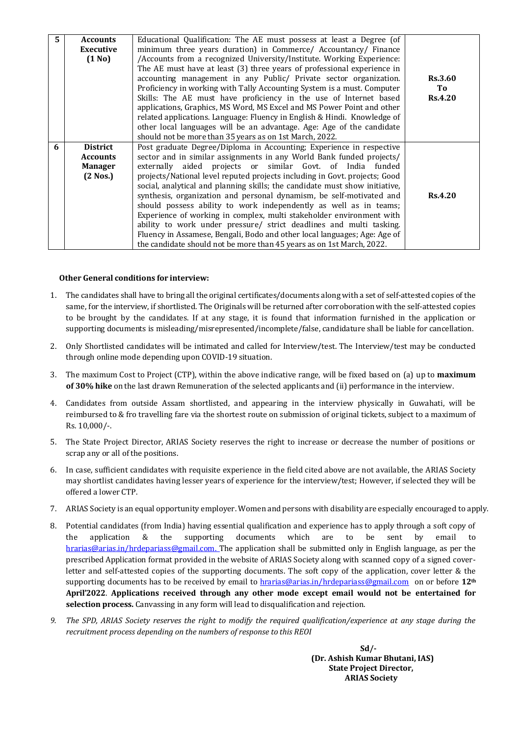| | | | |
|---|---|---|---|
| 5 | **Accounts Executive (1 No)** | Educational Qualification: The AE must possess at least a Degree (of minimum three years duration) in Commerce/ Accountancy/ Finance /Accounts from a recognized University/Institute. Working Experience: The AE must have at least (3) three years of professional experience in accounting management in any Public/ Private sector organization. Proficiency in working with Tally Accounting System is a must. Computer Skills: The AE must have proficiency in the use of Internet based applications, Graphics, MS Word, MS Excel and MS Power Point and other related applications. Language: Fluency in English & Hindi. Knowledge of other local languages will be an advantage. Age: Age of the candidate should not be more than 35 years as on 1st March, 2022. | **Rs.3.60 To Rs.4.20** |
| 6 | **District Accounts Manager (2 Nos.)** | Post graduate Degree/Diploma in Accounting; Experience in respective sector and in similar assignments in any World Bank funded projects/ externally aided projects or similar Govt. of India funded projects/National level reputed projects including in Govt. projects; Good social, analytical and planning skills; the candidate must show initiative, synthesis, organization and personal dynamism, be self-motivated and should possess ability to work independently as well as in teams; Experience of working in complex, multi stakeholder environment with ability to work under pressure/ strict deadlines and multi tasking. Fluency in Assamese, Bengali, Bodo and other local languages; Age: Age of the candidate should not be more than 45 years as on 1st March, 2022. | **Rs.4.20** |

**Other General conditions for interview:**

1. The candidates shall have to bring all the original certificates/documents along with a set of self-attested copies of the same, for the interview, if shortlisted. The Originals will be returned after corroboration with the self-attested copies to be brought by the candidates. If at any stage, it is found that information furnished in the application or supporting documents is misleading/misrepresented/incomplete/false, candidature shall be liable for cancellation.

2. Only Shortlisted candidates will be intimated and called for Interview/test. The Interview/test may be conducted through online mode depending upon COVID-19 situation.

3. The maximum Cost to Project (CTP), within the above indicative range, will be fixed based on (a) up to **maximum of 30% hike** on the last drawn Remuneration of the selected applicants and (ii) performance in the interview.

4. Candidates from outside Assam shortlisted, and appearing in the interview physically in Guwahati, will be reimbursed to & fro travelling fare via the shortest route on submission of original tickets, subject to a maximum of Rs. 10,000/-.

5. The State Project Director, ARIAS Society reserves the right to increase or decrease the number of positions or scrap any or all of the positions.

6. In case, sufficient candidates with requisite experience in the field cited above are not available, the ARIAS Society may shortlist candidates having lesser years of experience for the interview/test; However, if selected they will be offered a lower CTP.

7. ARIAS Society is an equal opportunity employer. Women and persons with disability are especially encouraged to apply.

8. Potential candidates (from India) having essential qualification and experience has to apply through a soft copy of the application & the supporting documents which are to be sent by email to hrarias@arias.in/hrdepariass@gmail.com. The application shall be submitted only in English language, as per the prescribed Application format provided in the website of ARIAS Society along with scanned copy of a signed cover-letter and self-attested copies of the supporting documents. The soft copy of the application, cover letter & the supporting documents has to be received by email to hrarias@arias.in/hrdepariass@gmail.com on or before **12th April'2022**. **Applications received through any other mode except email would not be entertained for selection process.** Canvassing in any form will lead to disqualification and rejection.

9. *The SPD, ARIAS Society reserves the right to modify the required qualification/experience at any stage during the recruitment process depending on the numbers of response to this REOI*

**Sd/-**
**(Dr. Ashish Kumar Bhutani, IAS)**
**State Project Director,**
**ARIAS Society**